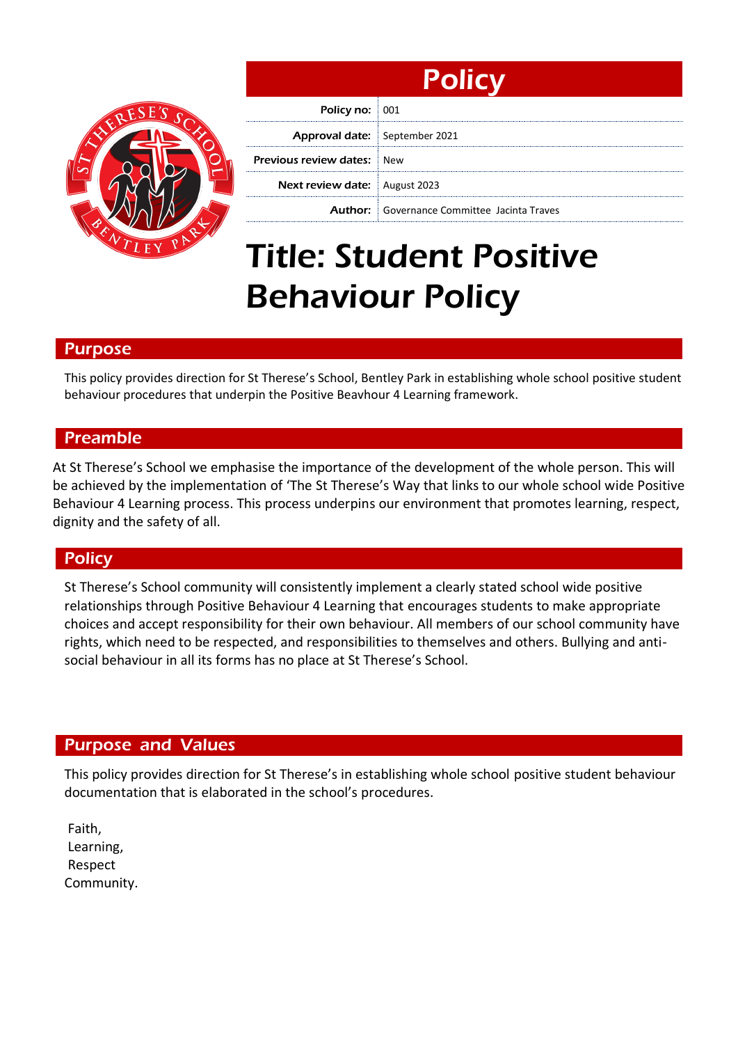# Policy

| | |
|---|---|
| **Policy no:** | 001 |
| **Approval date:** | September 2021 |
| **Previous review dates:** | New |
| **Next review date:** | August 2023 |
| **Author:** | Governance Committee Jacinta Traves |

# Title: Student Positive Behaviour Policy

## Purpose

This policy provides direction for St Therese's School, Bentley Park in establishing whole school positive student behaviour procedures that underpin the Positive Beavhour 4 Learning framework.

## Preamble

At St Therese's School we emphasise the importance of the development of the whole person. This will be achieved by the implementation of 'The St Therese's Way that links to our whole school wide Positive Behaviour 4 Learning process. This process underpins our environment that promotes learning, respect, dignity and the safety of all.

## Policy

St Therese's School community will consistently implement a clearly stated school wide positive relationships through Positive Behaviour 4 Learning that encourages students to make appropriate choices and accept responsibility for their own behaviour. All members of our school community have rights, which need to be respected, and responsibilities to themselves and others. Bullying and anti-social behaviour in all its forms has no place at St Therese's School.

## Purpose and Values

This policy provides direction for St Therese's in establishing whole school positive student behaviour documentation that is elaborated in the school's procedures.

Faith,
Learning,
Respect
Community.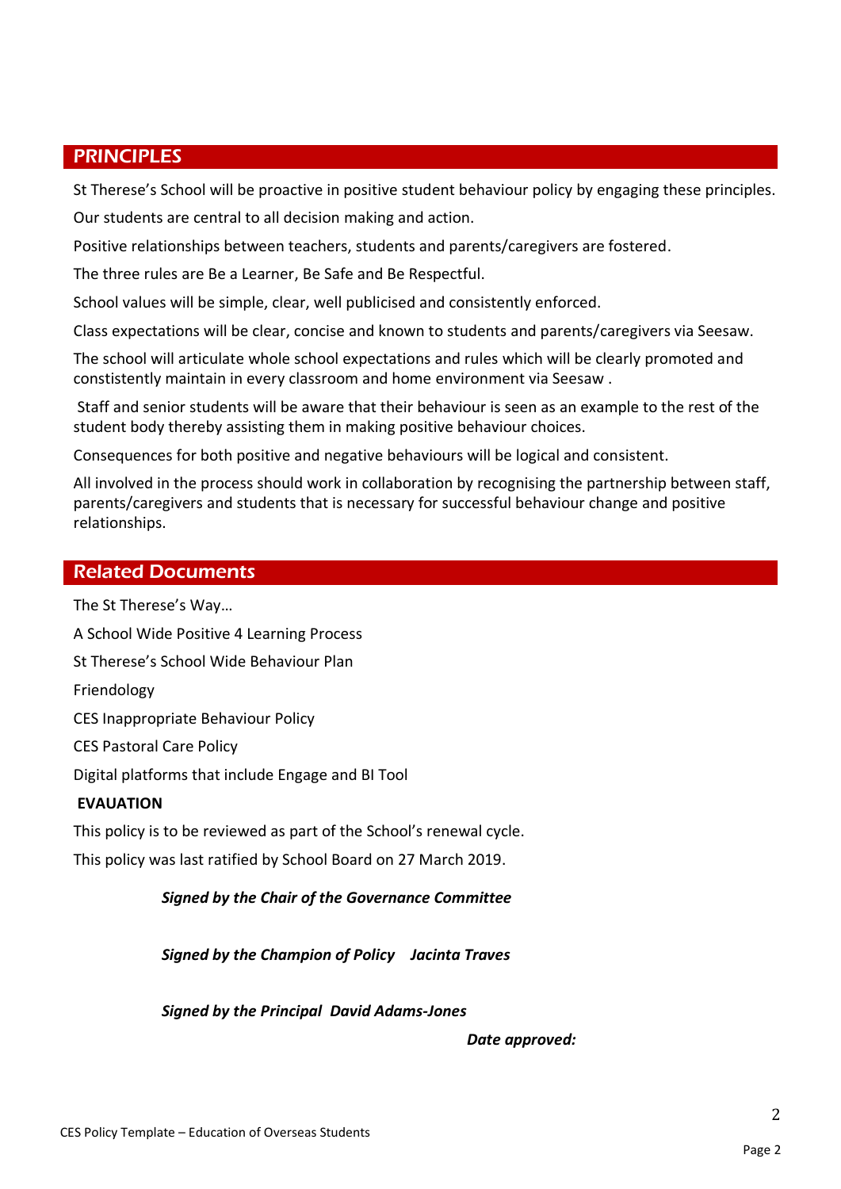## PRINCIPLES

St Therese's School will be proactive in positive student behaviour policy by engaging these principles.

Our students are central to all decision making and action.

Positive relationships between teachers, students and parents/caregivers are fostered.

The three rules are Be a Learner, Be Safe and Be Respectful.

School values will be simple, clear, well publicised and consistently enforced.

Class expectations will be clear, concise and known to students and parents/caregivers via Seesaw.

The school will articulate whole school expectations and rules which will be clearly promoted and constistently maintain in every classroom and home environment via Seesaw .

Staff and senior students will be aware that their behaviour is seen as an example to the rest of the student body thereby assisting them in making positive behaviour choices.

Consequences for both positive and negative behaviours will be logical and consistent.

All involved in the process should work in collaboration by recognising the partnership between staff, parents/caregivers and students that is necessary for successful behaviour change and positive relationships.

## Related Documents

The St Therese's Way…

A School Wide Positive 4 Learning Process

St Therese's School Wide Behaviour Plan

Friendology

CES Inappropriate Behaviour Policy

CES Pastoral Care Policy

Digital platforms that include Engage and BI Tool

**EVAUATION**

This policy is to be reviewed as part of the School's renewal cycle.

This policy was last ratified by School Board on 27 March 2019.

***Signed by the Chair of the Governance Committee***

***Signed by the Champion of Policy Jacinta Traves***

***Signed by the Principal David Adams-Jones***

***Date approved:***

CES Policy Template – Education of Overseas Students